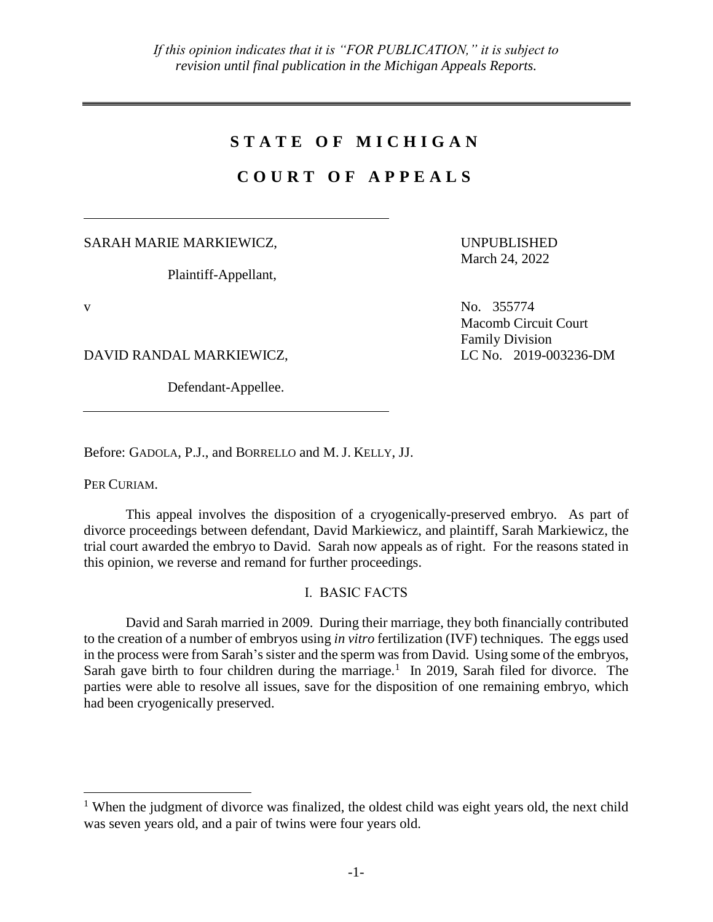*If this opinion indicates that it is "FOR PUBLICATION," it is subject to revision until final publication in the Michigan Appeals Reports.*

# STATE OF MICHIGAN

# COURT OF APPEALS

SARAH MARIE MARKIEWICZ,

Plaintiff-Appellant,

v

DAVID RANDAL MARKIEWICZ,

Defendant-Appellee.

UNPUBLISHED
March 24, 2022

No. 355774
Macomb Circuit Court
Family Division
LC No. 2019-003236-DM

Before: GADOLA, P.J., and BORRELLO and M. J. KELLY, JJ.

PER CURIAM.

This appeal involves the disposition of a cryogenically-preserved embryo. As part of divorce proceedings between defendant, David Markiewicz, and plaintiff, Sarah Markiewicz, the trial court awarded the embryo to David. Sarah now appeals as of right. For the reasons stated in this opinion, we reverse and remand for further proceedings.

## I. BASIC FACTS

David and Sarah married in 2009. During their marriage, they both financially contributed to the creation of a number of embryos using *in vitro* fertilization (IVF) techniques. The eggs used in the process were from Sarah's sister and the sperm was from David. Using some of the embryos, Sarah gave birth to four children during the marriage.[1] In 2019, Sarah filed for divorce. The parties were able to resolve all issues, save for the disposition of one remaining embryo, which had been cryogenically preserved.

[1] When the judgment of divorce was finalized, the oldest child was eight years old, the next child was seven years old, and a pair of twins were four years old.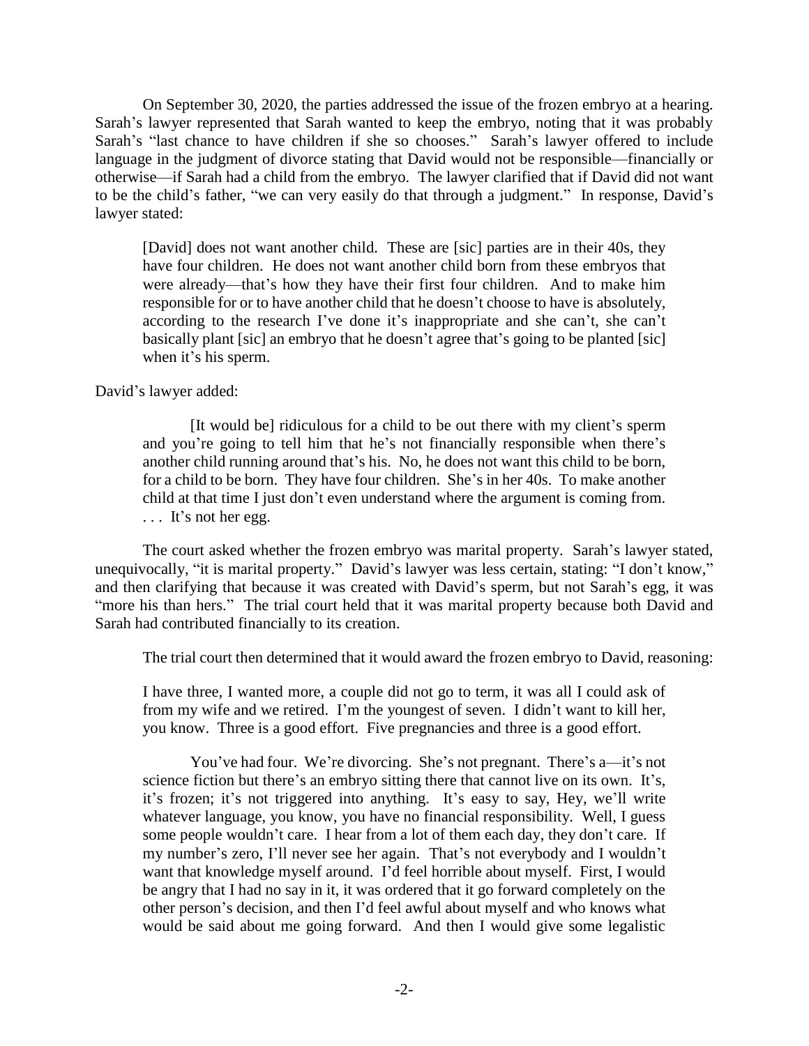On September 30, 2020, the parties addressed the issue of the frozen embryo at a hearing. Sarah's lawyer represented that Sarah wanted to keep the embryo, noting that it was probably Sarah's "last chance to have children if she so chooses." Sarah's lawyer offered to include language in the judgment of divorce stating that David would not be responsible—financially or otherwise—if Sarah had a child from the embryo. The lawyer clarified that if David did not want to be the child's father, "we can very easily do that through a judgment." In response, David's lawyer stated:

> [David] does not want another child. These are [sic] parties are in their 40s, they have four children. He does not want another child born from these embryos that were already—that's how they have their first four children. And to make him responsible for or to have another child that he doesn't choose to have is absolutely, according to the research I've done it's inappropriate and she can't, she can't basically plant [sic] an embryo that he doesn't agree that's going to be planted [sic] when it's his sperm.

David's lawyer added:

> [It would be] ridiculous for a child to be out there with my client's sperm and you're going to tell him that he's not financially responsible when there's another child running around that's his. No, he does not want this child to be born, for a child to be born. They have four children. She's in her 40s. To make another child at that time I just don't even understand where the argument is coming from. . . . It's not her egg.

The court asked whether the frozen embryo was marital property. Sarah's lawyer stated, unequivocally, "it is marital property." David's lawyer was less certain, stating: "I don't know," and then clarifying that because it was created with David's sperm, but not Sarah's egg, it was "more his than hers." The trial court held that it was marital property because both David and Sarah had contributed financially to its creation.

The trial court then determined that it would award the frozen embryo to David, reasoning:

> I have three, I wanted more, a couple did not go to term, it was all I could ask of from my wife and we retired. I'm the youngest of seven. I didn't want to kill her, you know. Three is a good effort. Five pregnancies and three is a good effort.
>
> You've had four. We're divorcing. She's not pregnant. There's a—it's not science fiction but there's an embryo sitting there that cannot live on its own. It's, it's frozen; it's not triggered into anything. It's easy to say, Hey, we'll write whatever language, you know, you have no financial responsibility. Well, I guess some people wouldn't care. I hear from a lot of them each day, they don't care. If my number's zero, I'll never see her again. That's not everybody and I wouldn't want that knowledge myself around. I'd feel horrible about myself. First, I would be angry that I had no say in it, it was ordered that it go forward completely on the other person's decision, and then I'd feel awful about myself and who knows what would be said about me going forward. And then I would give some legalistic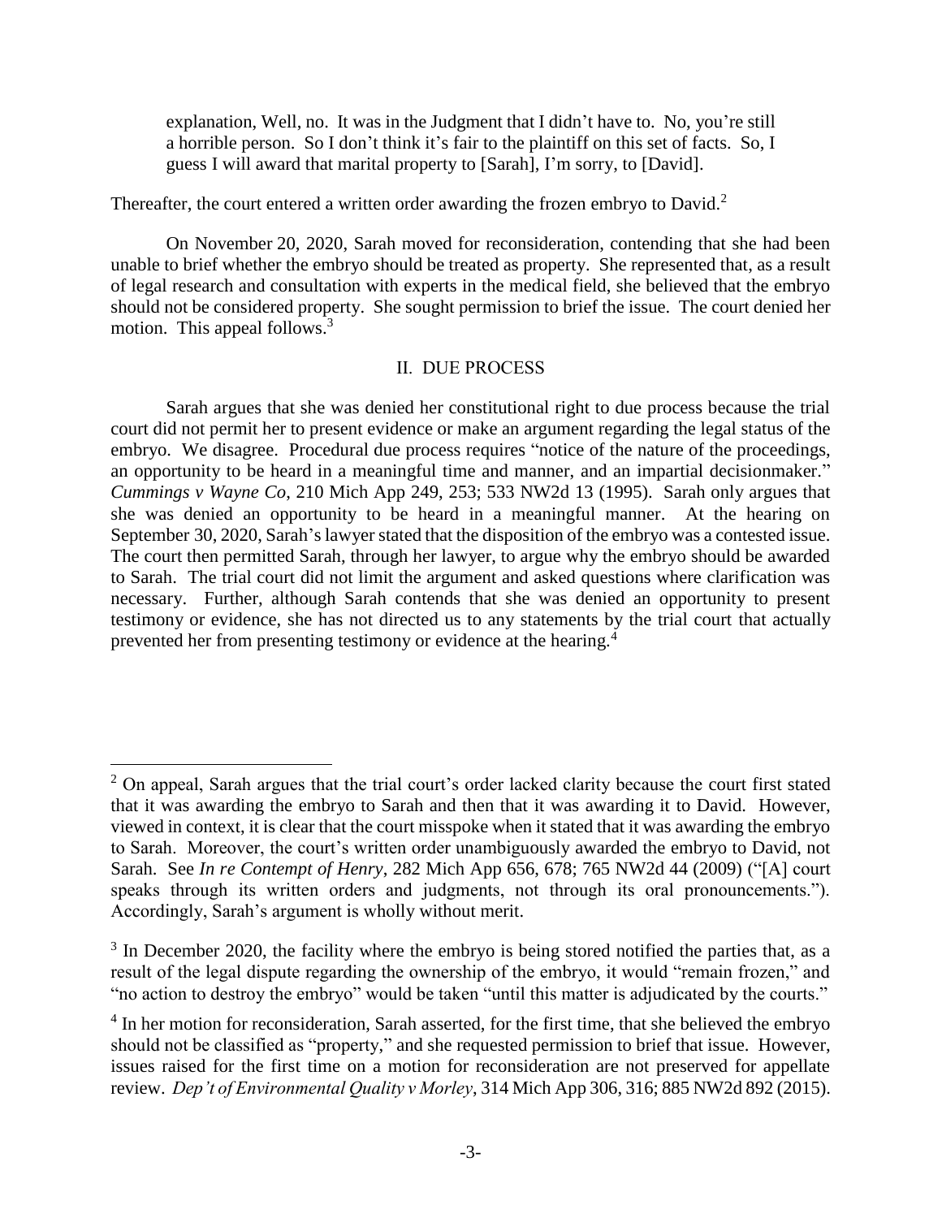> explanation, Well, no. It was in the Judgment that I didn't have to. No, you're still a horrible person. So I don't think it's fair to the plaintiff on this set of facts. So, I guess I will award that marital property to [Sarah], I'm sorry, to [David].

Thereafter, the court entered a written order awarding the frozen embryo to David.[2]

On November 20, 2020, Sarah moved for reconsideration, contending that she had been unable to brief whether the embryo should be treated as property. She represented that, as a result of legal research and consultation with experts in the medical field, she believed that the embryo should not be considered property. She sought permission to brief the issue. The court denied her motion. This appeal follows.[3]

## II. DUE PROCESS

Sarah argues that she was denied her constitutional right to due process because the trial court did not permit her to present evidence or make an argument regarding the legal status of the embryo. We disagree. Procedural due process requires "notice of the nature of the proceedings, an opportunity to be heard in a meaningful time and manner, and an impartial decisionmaker." *Cummings v Wayne Co*, 210 Mich App 249, 253; 533 NW2d 13 (1995). Sarah only argues that she was denied an opportunity to be heard in a meaningful manner. At the hearing on September 30, 2020, Sarah's lawyer stated that the disposition of the embryo was a contested issue. The court then permitted Sarah, through her lawyer, to argue why the embryo should be awarded to Sarah. The trial court did not limit the argument and asked questions where clarification was necessary. Further, although Sarah contends that she was denied an opportunity to present testimony or evidence, she has not directed us to any statements by the trial court that actually prevented her from presenting testimony or evidence at the hearing.[4]

---

[2] On appeal, Sarah argues that the trial court's order lacked clarity because the court first stated that it was awarding the embryo to Sarah and then that it was awarding it to David. However, viewed in context, it is clear that the court misspoke when it stated that it was awarding the embryo to Sarah. Moreover, the court's written order unambiguously awarded the embryo to David, not Sarah. See *In re Contempt of Henry*, 282 Mich App 656, 678; 765 NW2d 44 (2009) ("[A] court speaks through its written orders and judgments, not through its oral pronouncements."). Accordingly, Sarah's argument is wholly without merit.

[3] In December 2020, the facility where the embryo is being stored notified the parties that, as a result of the legal dispute regarding the ownership of the embryo, it would "remain frozen," and "no action to destroy the embryo" would be taken "until this matter is adjudicated by the courts."

[4] In her motion for reconsideration, Sarah asserted, for the first time, that she believed the embryo should not be classified as "property," and she requested permission to brief that issue. However, issues raised for the first time on a motion for reconsideration are not preserved for appellate review. *Dep't of Environmental Quality v Morley*, 314 Mich App 306, 316; 885 NW2d 892 (2015).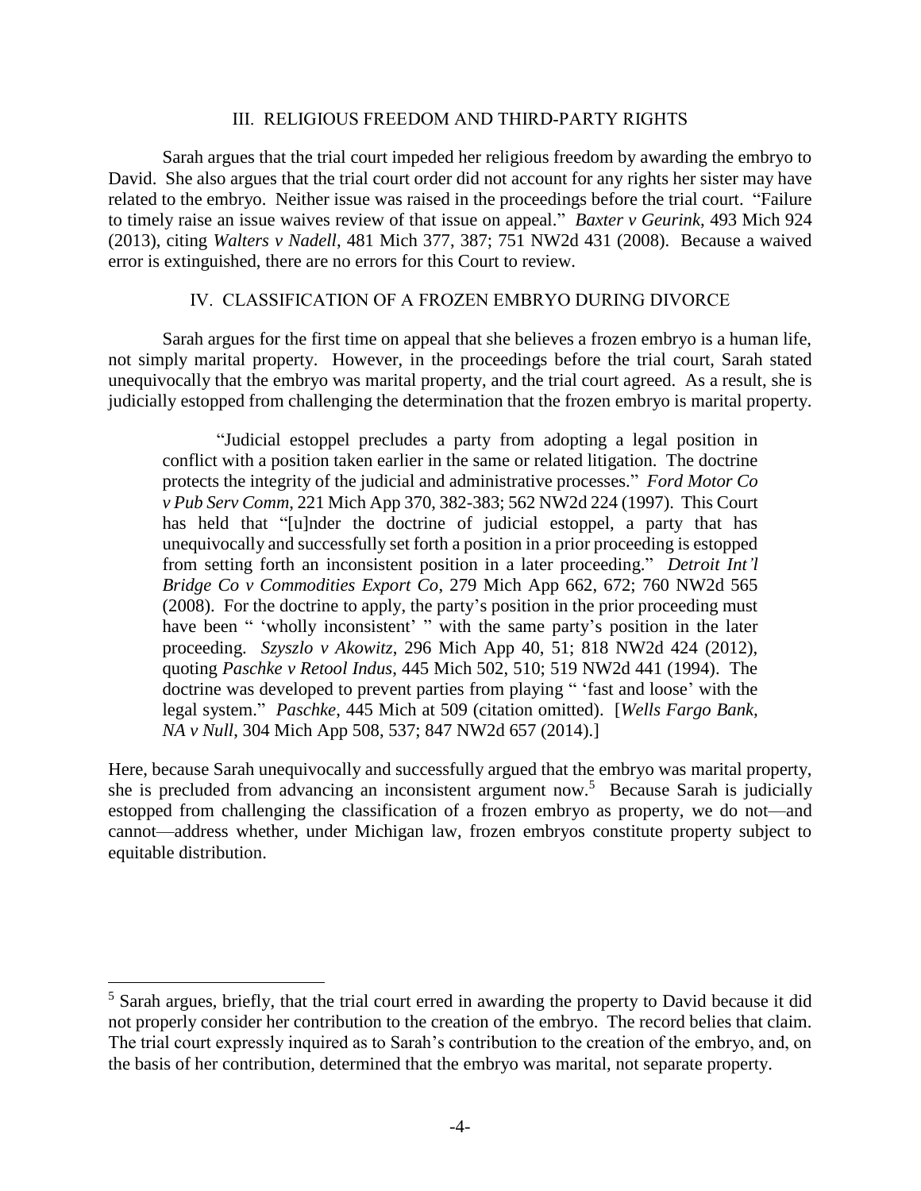## III. RELIGIOUS FREEDOM AND THIRD-PARTY RIGHTS

Sarah argues that the trial court impeded her religious freedom by awarding the embryo to David. She also argues that the trial court order did not account for any rights her sister may have related to the embryo. Neither issue was raised in the proceedings before the trial court. "Failure to timely raise an issue waives review of that issue on appeal." *Baxter v Geurink*, 493 Mich 924 (2013), citing *Walters v Nadell*, 481 Mich 377, 387; 751 NW2d 431 (2008). Because a waived error is extinguished, there are no errors for this Court to review.

## IV. CLASSIFICATION OF A FROZEN EMBRYO DURING DIVORCE

Sarah argues for the first time on appeal that she believes a frozen embryo is a human life, not simply marital property. However, in the proceedings before the trial court, Sarah stated unequivocally that the embryo was marital property, and the trial court agreed. As a result, she is judicially estopped from challenging the determination that the frozen embryo is marital property.

> "Judicial estoppel precludes a party from adopting a legal position in conflict with a position taken earlier in the same or related litigation. The doctrine protects the integrity of the judicial and administrative processes." *Ford Motor Co v Pub Serv Comm*, 221 Mich App 370, 382-383; 562 NW2d 224 (1997). This Court has held that "[u]nder the doctrine of judicial estoppel, a party that has unequivocally and successfully set forth a position in a prior proceeding is estopped from setting forth an inconsistent position in a later proceeding." *Detroit Int'l Bridge Co v Commodities Export Co*, 279 Mich App 662, 672; 760 NW2d 565 (2008). For the doctrine to apply, the party's position in the prior proceeding must have been " 'wholly inconsistent' " with the same party's position in the later proceeding. *Szyszlo v Akowitz*, 296 Mich App 40, 51; 818 NW2d 424 (2012), quoting *Paschke v Retool Indus*, 445 Mich 502, 510; 519 NW2d 441 (1994). The doctrine was developed to prevent parties from playing " 'fast and loose' with the legal system." *Paschke*, 445 Mich at 509 (citation omitted). [*Wells Fargo Bank, NA v Null*, 304 Mich App 508, 537; 847 NW2d 657 (2014).]

Here, because Sarah unequivocally and successfully argued that the embryo was marital property, she is precluded from advancing an inconsistent argument now.[5] Because Sarah is judicially estopped from challenging the classification of a frozen embryo as property, we do not—and cannot—address whether, under Michigan law, frozen embryos constitute property subject to equitable distribution.

---

[5] Sarah argues, briefly, that the trial court erred in awarding the property to David because it did not properly consider her contribution to the creation of the embryo. The record belies that claim. The trial court expressly inquired as to Sarah's contribution to the creation of the embryo, and, on the basis of her contribution, determined that the embryo was marital, not separate property.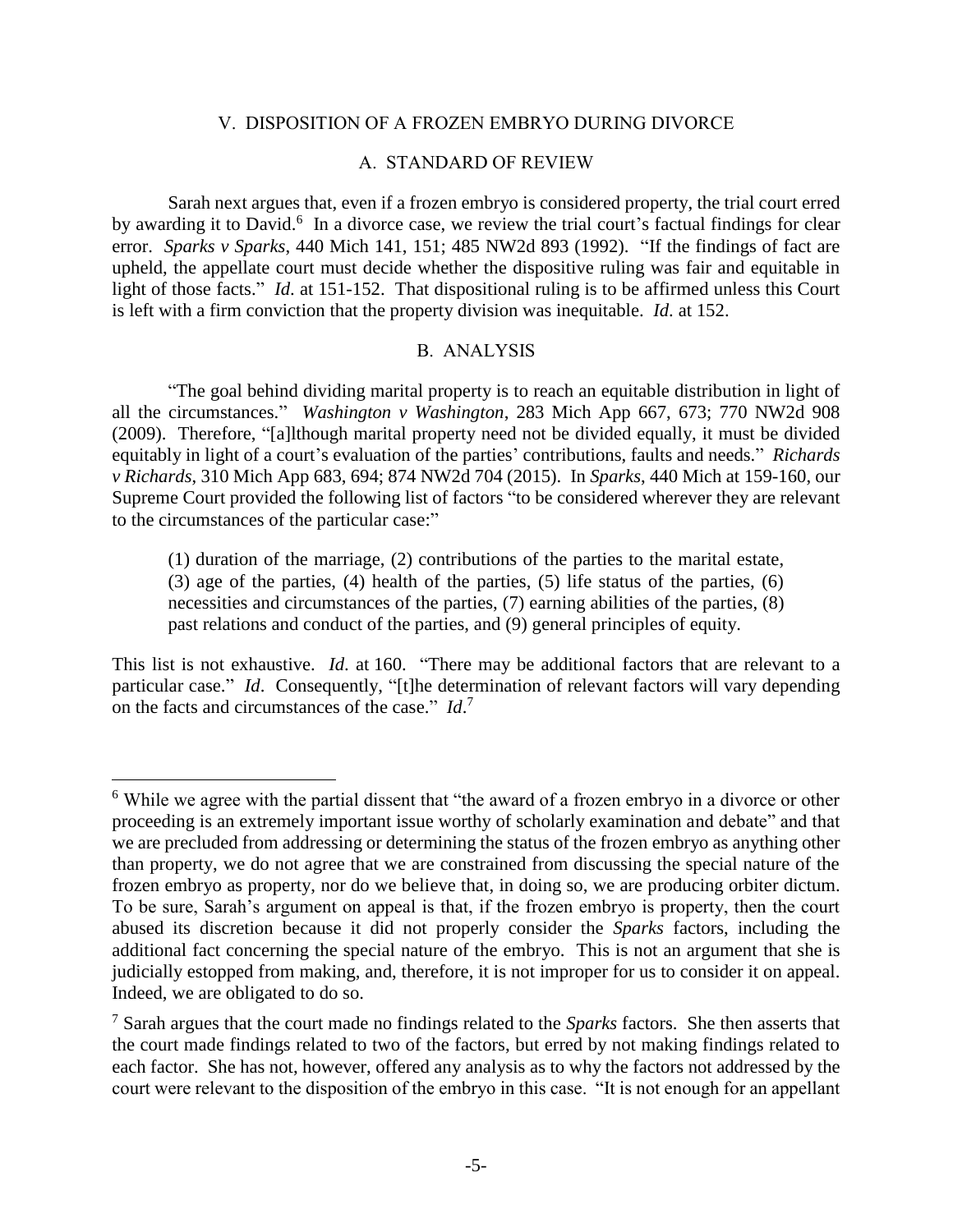## V. DISPOSITION OF A FROZEN EMBRYO DURING DIVORCE

### A. STANDARD OF REVIEW

Sarah next argues that, even if a frozen embryo is considered property, the trial court erred by awarding it to David.[6] In a divorce case, we review the trial court's factual findings for clear error. *Sparks v Sparks*, 440 Mich 141, 151; 485 NW2d 893 (1992). "If the findings of fact are upheld, the appellate court must decide whether the dispositive ruling was fair and equitable in light of those facts." *Id.* at 151-152. That dispositional ruling is to be affirmed unless this Court is left with a firm conviction that the property division was inequitable. *Id.* at 152.

### B. ANALYSIS

"The goal behind dividing marital property is to reach an equitable distribution in light of all the circumstances." *Washington v Washington*, 283 Mich App 667, 673; 770 NW2d 908 (2009). Therefore, "[a]lthough marital property need not be divided equally, it must be divided equitably in light of a court's evaluation of the parties' contributions, faults and needs." *Richards v Richards*, 310 Mich App 683, 694; 874 NW2d 704 (2015). In *Sparks*, 440 Mich at 159-160, our Supreme Court provided the following list of factors "to be considered wherever they are relevant to the circumstances of the particular case:"

> (1) duration of the marriage, (2) contributions of the parties to the marital estate, (3) age of the parties, (4) health of the parties, (5) life status of the parties, (6) necessities and circumstances of the parties, (7) earning abilities of the parties, (8) past relations and conduct of the parties, and (9) general principles of equity.

This list is not exhaustive. *Id.* at 160. "There may be additional factors that are relevant to a particular case." *Id*. Consequently, "[t]he determination of relevant factors will vary depending on the facts and circumstances of the case." *Id*.[7]

---

[6] While we agree with the partial dissent that "the award of a frozen embryo in a divorce or other proceeding is an extremely important issue worthy of scholarly examination and debate" and that we are precluded from addressing or determining the status of the frozen embryo as anything other than property, we do not agree that we are constrained from discussing the special nature of the frozen embryo as property, nor do we believe that, in doing so, we are producing orbiter dictum. To be sure, Sarah's argument on appeal is that, if the frozen embryo is property, then the court abused its discretion because it did not properly consider the *Sparks* factors, including the additional fact concerning the special nature of the embryo. This is not an argument that she is judicially estopped from making, and, therefore, it is not improper for us to consider it on appeal. Indeed, we are obligated to do so.

[7] Sarah argues that the court made no findings related to the *Sparks* factors. She then asserts that the court made findings related to two of the factors, but erred by not making findings related to each factor. She has not, however, offered any analysis as to why the factors not addressed by the court were relevant to the disposition of the embryo in this case. "It is not enough for an appellant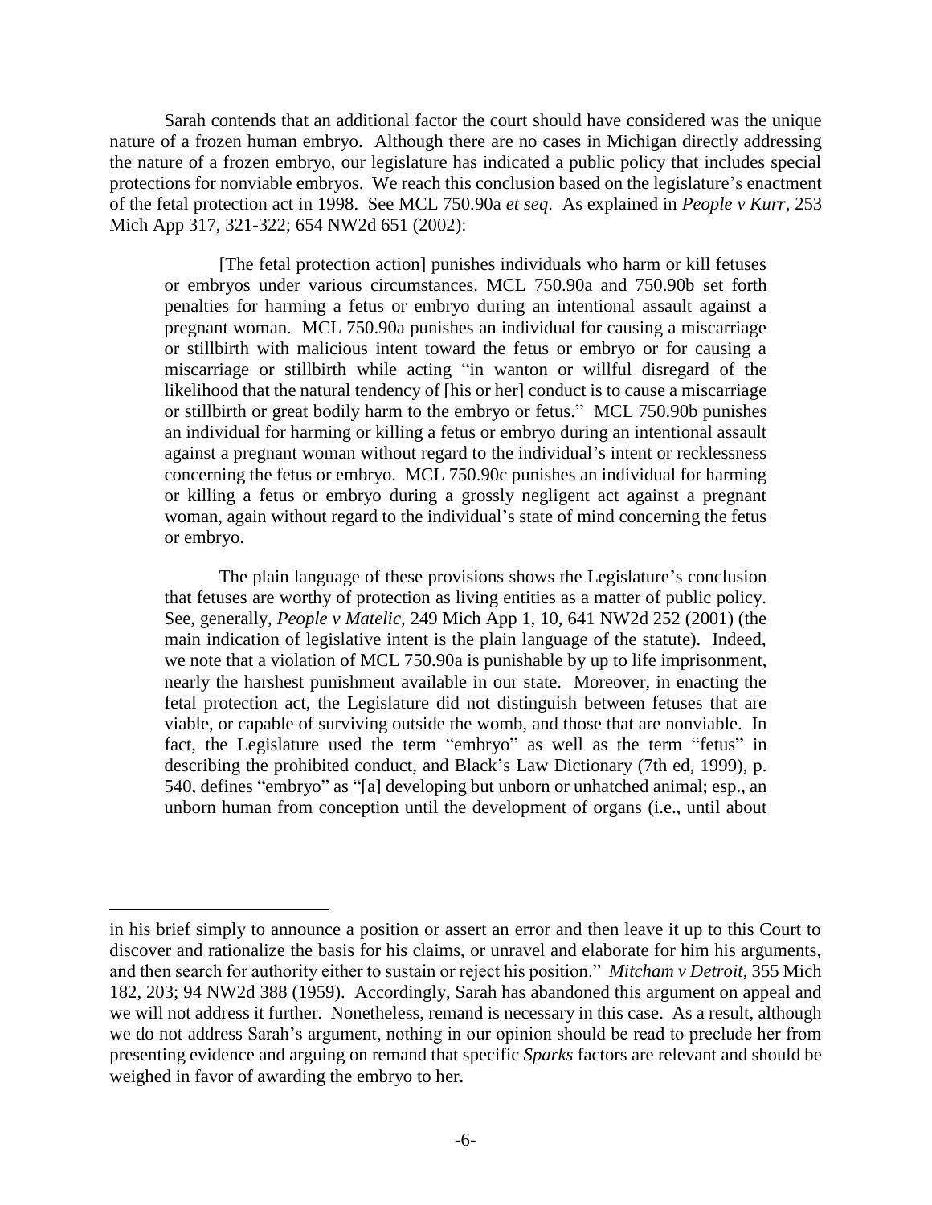Sarah contends that an additional factor the court should have considered was the unique nature of a frozen human embryo. Although there are no cases in Michigan directly addressing the nature of a frozen embryo, our legislature has indicated a public policy that includes special protections for nonviable embryos. We reach this conclusion based on the legislature's enactment of the fetal protection act in 1998. See MCL 750.90a *et seq*. As explained in *People v Kurr*, 253 Mich App 317, 321-322; 654 NW2d 651 (2002):

> [The fetal protection action] punishes individuals who harm or kill fetuses or embryos under various circumstances. MCL 750.90a and 750.90b set forth penalties for harming a fetus or embryo during an intentional assault against a pregnant woman. MCL 750.90a punishes an individual for causing a miscarriage or stillbirth with malicious intent toward the fetus or embryo or for causing a miscarriage or stillbirth while acting "in wanton or willful disregard of the likelihood that the natural tendency of [his or her] conduct is to cause a miscarriage or stillbirth or great bodily harm to the embryo or fetus." MCL 750.90b punishes an individual for harming or killing a fetus or embryo during an intentional assault against a pregnant woman without regard to the individual's intent or recklessness concerning the fetus or embryo. MCL 750.90c punishes an individual for harming or killing a fetus or embryo during a grossly negligent act against a pregnant woman, again without regard to the individual's state of mind concerning the fetus or embryo.
>
> The plain language of these provisions shows the Legislature's conclusion that fetuses are worthy of protection as living entities as a matter of public policy. See, generally, *People v Matelic*, 249 Mich App 1, 10, 641 NW2d 252 (2001) (the main indication of legislative intent is the plain language of the statute). Indeed, we note that a violation of MCL 750.90a is punishable by up to life imprisonment, nearly the harshest punishment available in our state. Moreover, in enacting the fetal protection act, the Legislature did not distinguish between fetuses that are viable, or capable of surviving outside the womb, and those that are nonviable. In fact, the Legislature used the term "embryo" as well as the term "fetus" in describing the prohibited conduct, and Black's Law Dictionary (7th ed, 1999), p. 540, defines "embryo" as "[a] developing but unborn or unhatched animal; esp., an unborn human from conception until the development of organs (i.e., until about

---

in his brief simply to announce a position or assert an error and then leave it up to this Court to discover and rationalize the basis for his claims, or unravel and elaborate for him his arguments, and then search for authority either to sustain or reject his position." *Mitcham v Detroit*, 355 Mich 182, 203; 94 NW2d 388 (1959). Accordingly, Sarah has abandoned this argument on appeal and we will not address it further. Nonetheless, remand is necessary in this case. As a result, although we do not address Sarah's argument, nothing in our opinion should be read to preclude her from presenting evidence and arguing on remand that specific *Sparks* factors are relevant and should be weighed in favor of awarding the embryo to her.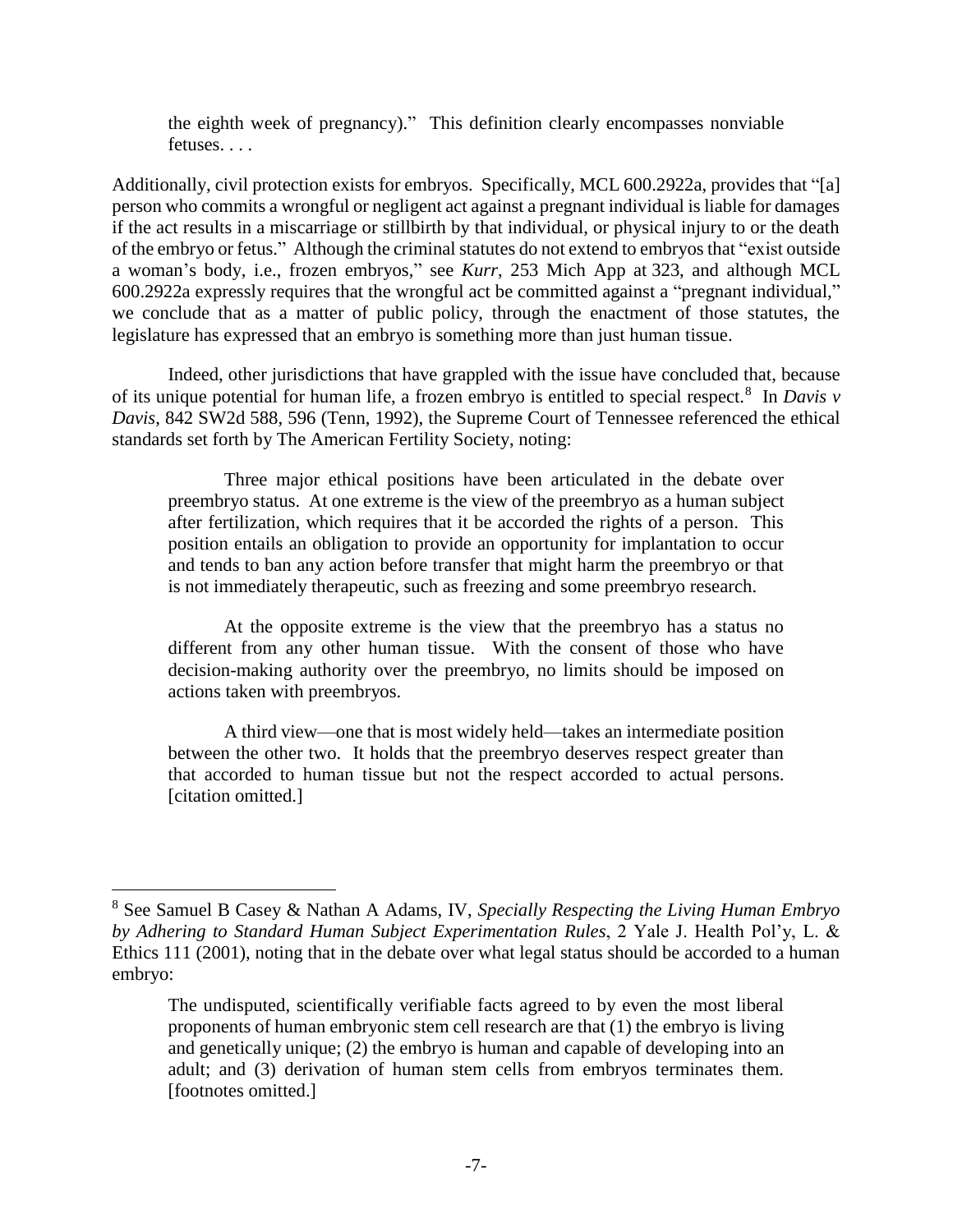> the eighth week of pregnancy)." This definition clearly encompasses nonviable fetuses. . . .

Additionally, civil protection exists for embryos. Specifically, MCL 600.2922a, provides that "[a] person who commits a wrongful or negligent act against a pregnant individual is liable for damages if the act results in a miscarriage or stillbirth by that individual, or physical injury to or the death of the embryo or fetus." Although the criminal statutes do not extend to embryos that "exist outside a woman's body, i.e., frozen embryos," see *Kurr*, 253 Mich App at 323, and although MCL 600.2922a expressly requires that the wrongful act be committed against a "pregnant individual," we conclude that as a matter of public policy, through the enactment of those statutes, the legislature has expressed that an embryo is something more than just human tissue.

Indeed, other jurisdictions that have grappled with the issue have concluded that, because of its unique potential for human life, a frozen embryo is entitled to special respect.[8] In *Davis v Davis*, 842 SW2d 588, 596 (Tenn, 1992), the Supreme Court of Tennessee referenced the ethical standards set forth by The American Fertility Society, noting:

> Three major ethical positions have been articulated in the debate over preembryo status. At one extreme is the view of the preembryo as a human subject after fertilization, which requires that it be accorded the rights of a person. This position entails an obligation to provide an opportunity for implantation to occur and tends to ban any action before transfer that might harm the preembryo or that is not immediately therapeutic, such as freezing and some preembryo research.
>
> At the opposite extreme is the view that the preembryo has a status no different from any other human tissue. With the consent of those who have decision-making authority over the preembryo, no limits should be imposed on actions taken with preembryos.
>
> A third view—one that is most widely held—takes an intermediate position between the other two. It holds that the preembryo deserves respect greater than that accorded to human tissue but not the respect accorded to actual persons. [citation omitted.]

---

[8] See Samuel B Casey & Nathan A Adams, IV, *Specially Respecting the Living Human Embryo by Adhering to Standard Human Subject Experimentation Rules*, 2 Yale J. Health Pol'y, L. & Ethics 111 (2001), noting that in the debate over what legal status should be accorded to a human embryo:

> The undisputed, scientifically verifiable facts agreed to by even the most liberal proponents of human embryonic stem cell research are that (1) the embryo is living and genetically unique; (2) the embryo is human and capable of developing into an adult; and (3) derivation of human stem cells from embryos terminates them. [footnotes omitted.]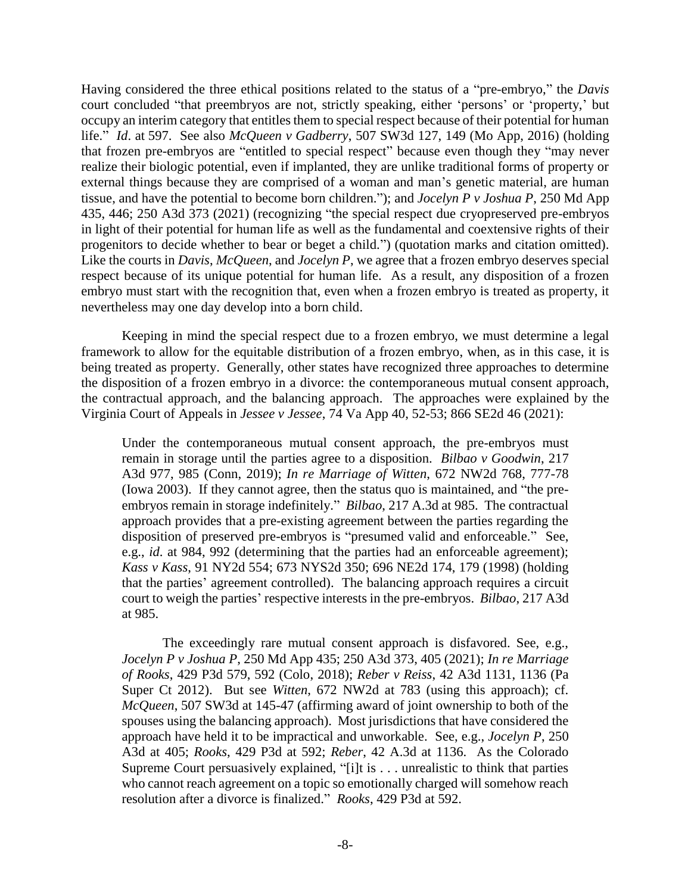Having considered the three ethical positions related to the status of a "pre-embryo," the *Davis* court concluded "that preembryos are not, strictly speaking, either 'persons' or 'property,' but occupy an interim category that entitles them to special respect because of their potential for human life." *Id*. at 597. See also *McQueen v Gadberry*, 507 SW3d 127, 149 (Mo App, 2016) (holding that frozen pre-embryos are "entitled to special respect" because even though they "may never realize their biologic potential, even if implanted, they are unlike traditional forms of property or external things because they are comprised of a woman and man's genetic material, are human tissue, and have the potential to become born children."); and *Jocelyn P v Joshua P*, 250 Md App 435, 446; 250 A3d 373 (2021) (recognizing "the special respect due cryopreserved pre-embryos in light of their potential for human life as well as the fundamental and coextensive rights of their progenitors to decide whether to bear or beget a child.") (quotation marks and citation omitted). Like the courts in *Davis*, *McQueen*, and *Jocelyn P*, we agree that a frozen embryo deserves special respect because of its unique potential for human life. As a result, any disposition of a frozen embryo must start with the recognition that, even when a frozen embryo is treated as property, it nevertheless may one day develop into a born child.

Keeping in mind the special respect due to a frozen embryo, we must determine a legal framework to allow for the equitable distribution of a frozen embryo, when, as in this case, it is being treated as property. Generally, other states have recognized three approaches to determine the disposition of a frozen embryo in a divorce: the contemporaneous mutual consent approach, the contractual approach, and the balancing approach. The approaches were explained by the Virginia Court of Appeals in *Jessee v Jessee*, 74 Va App 40, 52-53; 866 SE2d 46 (2021):

> Under the contemporaneous mutual consent approach, the pre-embryos must remain in storage until the parties agree to a disposition. *Bilbao v Goodwin*, 217 A3d 977, 985 (Conn, 2019); *In re Marriage of Witten*, 672 NW2d 768, 777-78 (Iowa 2003). If they cannot agree, then the status quo is maintained, and "the pre-embryos remain in storage indefinitely." *Bilbao*, 217 A.3d at 985. The contractual approach provides that a pre-existing agreement between the parties regarding the disposition of preserved pre-embryos is "presumed valid and enforceable." See, e.g., *id*. at 984, 992 (determining that the parties had an enforceable agreement); *Kass v Kass*, 91 NY2d 554; 673 NYS2d 350; 696 NE2d 174, 179 (1998) (holding that the parties' agreement controlled). The balancing approach requires a circuit court to weigh the parties' respective interests in the pre-embryos. *Bilbao*, 217 A3d at 985.
>
> The exceedingly rare mutual consent approach is disfavored. See, e.g., *Jocelyn P v Joshua P*, 250 Md App 435; 250 A3d 373, 405 (2021); *In re Marriage of Rooks*, 429 P3d 579, 592 (Colo, 2018); *Reber v Reiss*, 42 A3d 1131, 1136 (Pa Super Ct 2012). But see *Witten*, 672 NW2d at 783 (using this approach); cf. *McQueen*, 507 SW3d at 145-47 (affirming award of joint ownership to both of the spouses using the balancing approach). Most jurisdictions that have considered the approach have held it to be impractical and unworkable. See, e.g., *Jocelyn P*, 250 A3d at 405; *Rooks*, 429 P3d at 592; *Reber*, 42 A.3d at 1136. As the Colorado Supreme Court persuasively explained, "[i]t is . . . unrealistic to think that parties who cannot reach agreement on a topic so emotionally charged will somehow reach resolution after a divorce is finalized." *Rooks*, 429 P3d at 592.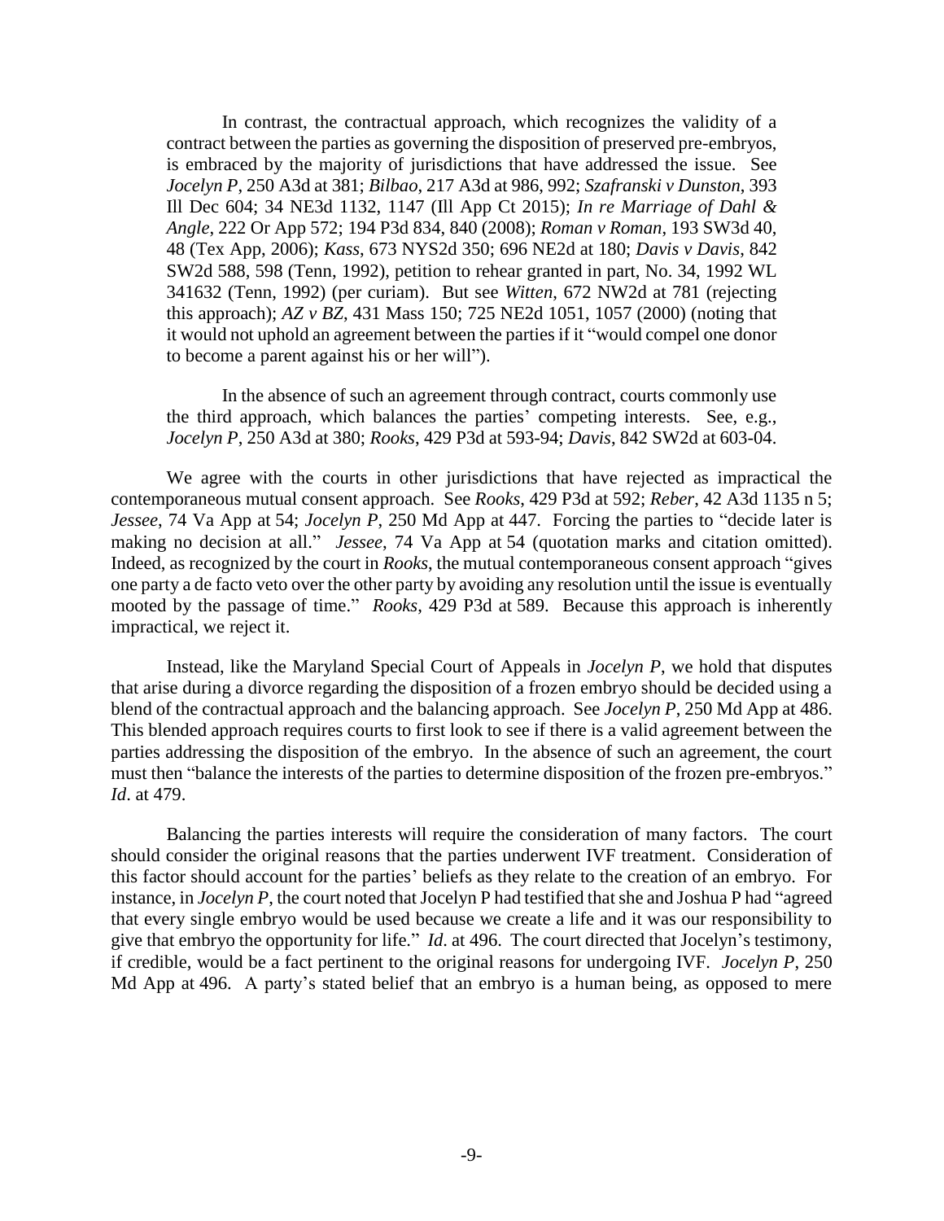> In contrast, the contractual approach, which recognizes the validity of a contract between the parties as governing the disposition of preserved pre-embryos, is embraced by the majority of jurisdictions that have addressed the issue. See *Jocelyn P*, 250 A3d at 381; *Bilbao*, 217 A3d at 986, 992; *Szafranski v Dunston*, 393 Ill Dec 604; 34 NE3d 1132, 1147 (Ill App Ct 2015); *In re Marriage of Dahl & Angle*, 222 Or App 572; 194 P3d 834, 840 (2008); *Roman v Roman*, 193 SW3d 40, 48 (Tex App, 2006); *Kass*, 673 NYS2d 350; 696 NE2d at 180; *Davis v Davis*, 842 SW2d 588, 598 (Tenn, 1992), petition to rehear granted in part, No. 34, 1992 WL 341632 (Tenn, 1992) (per curiam). But see *Witten*, 672 NW2d at 781 (rejecting this approach); *AZ v BZ*, 431 Mass 150; 725 NE2d 1051, 1057 (2000) (noting that it would not uphold an agreement between the parties if it "would compel one donor to become a parent against his or her will").
>
> In the absence of such an agreement through contract, courts commonly use the third approach, which balances the parties' competing interests. See, e.g., *Jocelyn P*, 250 A3d at 380; *Rooks*, 429 P3d at 593-94; *Davis*, 842 SW2d at 603-04.

We agree with the courts in other jurisdictions that have rejected as impractical the contemporaneous mutual consent approach. See *Rooks*, 429 P3d at 592; *Reber*, 42 A3d 1135 n 5; *Jessee*, 74 Va App at 54; *Jocelyn P*, 250 Md App at 447. Forcing the parties to "decide later is making no decision at all." *Jessee*, 74 Va App at 54 (quotation marks and citation omitted). Indeed, as recognized by the court in *Rooks*, the mutual contemporaneous consent approach "gives one party a de facto veto over the other party by avoiding any resolution until the issue is eventually mooted by the passage of time." *Rooks*, 429 P3d at 589. Because this approach is inherently impractical, we reject it.

Instead, like the Maryland Special Court of Appeals in *Jocelyn P*, we hold that disputes that arise during a divorce regarding the disposition of a frozen embryo should be decided using a blend of the contractual approach and the balancing approach. See *Jocelyn P*, 250 Md App at 486. This blended approach requires courts to first look to see if there is a valid agreement between the parties addressing the disposition of the embryo. In the absence of such an agreement, the court must then "balance the interests of the parties to determine disposition of the frozen pre-embryos." *Id*. at 479.

Balancing the parties interests will require the consideration of many factors. The court should consider the original reasons that the parties underwent IVF treatment. Consideration of this factor should account for the parties' beliefs as they relate to the creation of an embryo. For instance, in *Jocelyn P*, the court noted that Jocelyn P had testified that she and Joshua P had "agreed that every single embryo would be used because we create a life and it was our responsibility to give that embryo the opportunity for life." *Id*. at 496. The court directed that Jocelyn's testimony, if credible, would be a fact pertinent to the original reasons for undergoing IVF. *Jocelyn P*, 250 Md App at 496. A party's stated belief that an embryo is a human being, as opposed to mere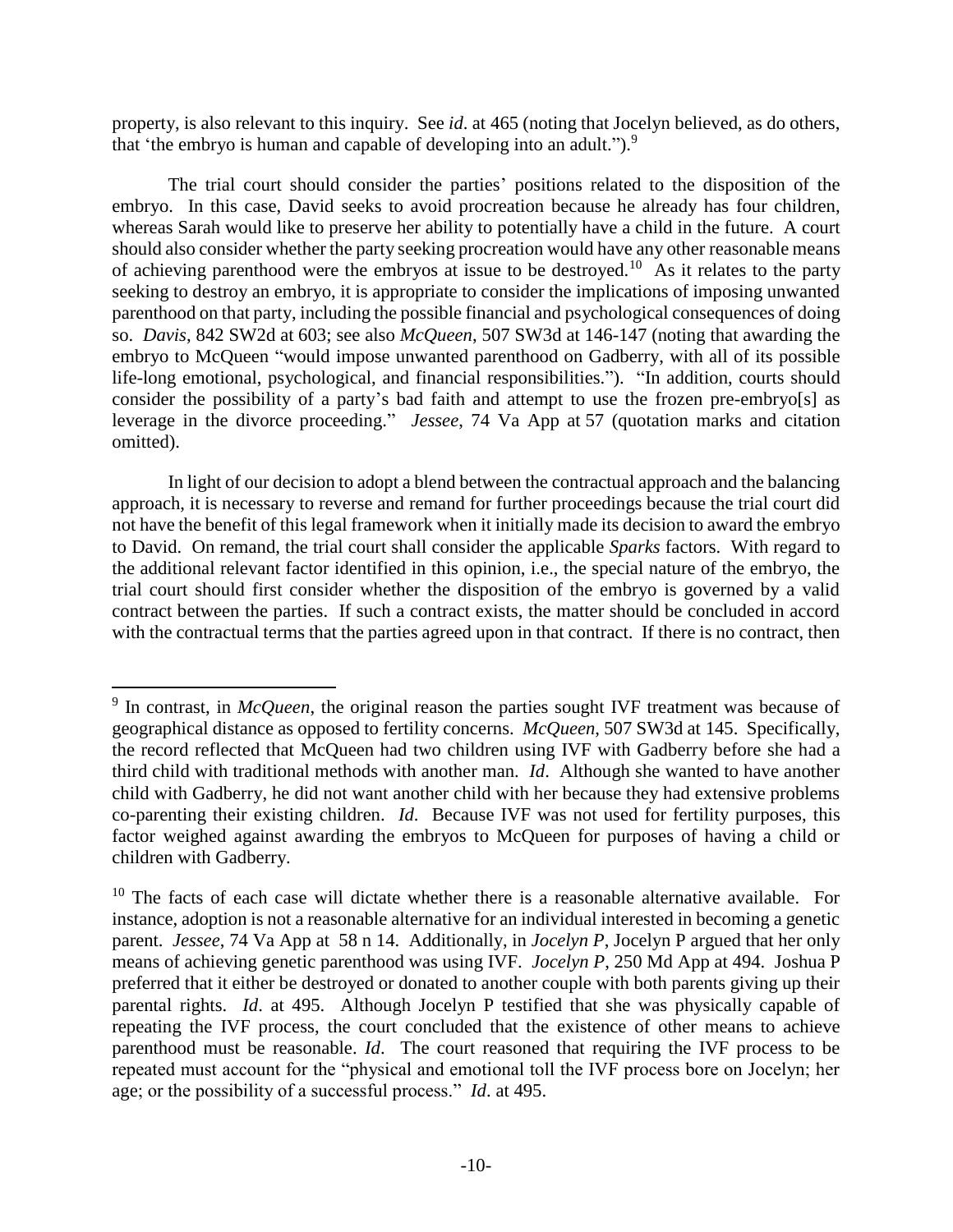property, is also relevant to this inquiry. See *id*. at 465 (noting that Jocelyn believed, as do others, that 'the embryo is human and capable of developing into an adult.").[9]

The trial court should consider the parties' positions related to the disposition of the embryo. In this case, David seeks to avoid procreation because he already has four children, whereas Sarah would like to preserve her ability to potentially have a child in the future. A court should also consider whether the party seeking procreation would have any other reasonable means of achieving parenthood were the embryos at issue to be destroyed.[10] As it relates to the party seeking to destroy an embryo, it is appropriate to consider the implications of imposing unwanted parenthood on that party, including the possible financial and psychological consequences of doing so. *Davis*, 842 SW2d at 603; see also *McQueen*, 507 SW3d at 146-147 (noting that awarding the embryo to McQueen "would impose unwanted parenthood on Gadberry, with all of its possible life-long emotional, psychological, and financial responsibilities."). "In addition, courts should consider the possibility of a party's bad faith and attempt to use the frozen pre-embryo[s] as leverage in the divorce proceeding." *Jessee*, 74 Va App at 57 (quotation marks and citation omitted).

In light of our decision to adopt a blend between the contractual approach and the balancing approach, it is necessary to reverse and remand for further proceedings because the trial court did not have the benefit of this legal framework when it initially made its decision to award the embryo to David. On remand, the trial court shall consider the applicable *Sparks* factors. With regard to the additional relevant factor identified in this opinion, i.e., the special nature of the embryo, the trial court should first consider whether the disposition of the embryo is governed by a valid contract between the parties. If such a contract exists, the matter should be concluded in accord with the contractual terms that the parties agreed upon in that contract. If there is no contract, then

---

[9] In contrast, in *McQueen*, the original reason the parties sought IVF treatment was because of geographical distance as opposed to fertility concerns. *McQueen*, 507 SW3d at 145. Specifically, the record reflected that McQueen had two children using IVF with Gadberry before she had a third child with traditional methods with another man. *Id*. Although she wanted to have another child with Gadberry, he did not want another child with her because they had extensive problems co-parenting their existing children. *Id*. Because IVF was not used for fertility purposes, this factor weighed against awarding the embryos to McQueen for purposes of having a child or children with Gadberry.

[10] The facts of each case will dictate whether there is a reasonable alternative available. For instance, adoption is not a reasonable alternative for an individual interested in becoming a genetic parent. *Jessee*, 74 Va App at 58 n 14. Additionally, in *Jocelyn P*, Jocelyn P argued that her only means of achieving genetic parenthood was using IVF. *Jocelyn P*, 250 Md App at 494. Joshua P preferred that it either be destroyed or donated to another couple with both parents giving up their parental rights. *Id*. at 495. Although Jocelyn P testified that she was physically capable of repeating the IVF process, the court concluded that the existence of other means to achieve parenthood must be reasonable. *Id*. The court reasoned that requiring the IVF process to be repeated must account for the "physical and emotional toll the IVF process bore on Jocelyn; her age; or the possibility of a successful process." *Id*. at 495.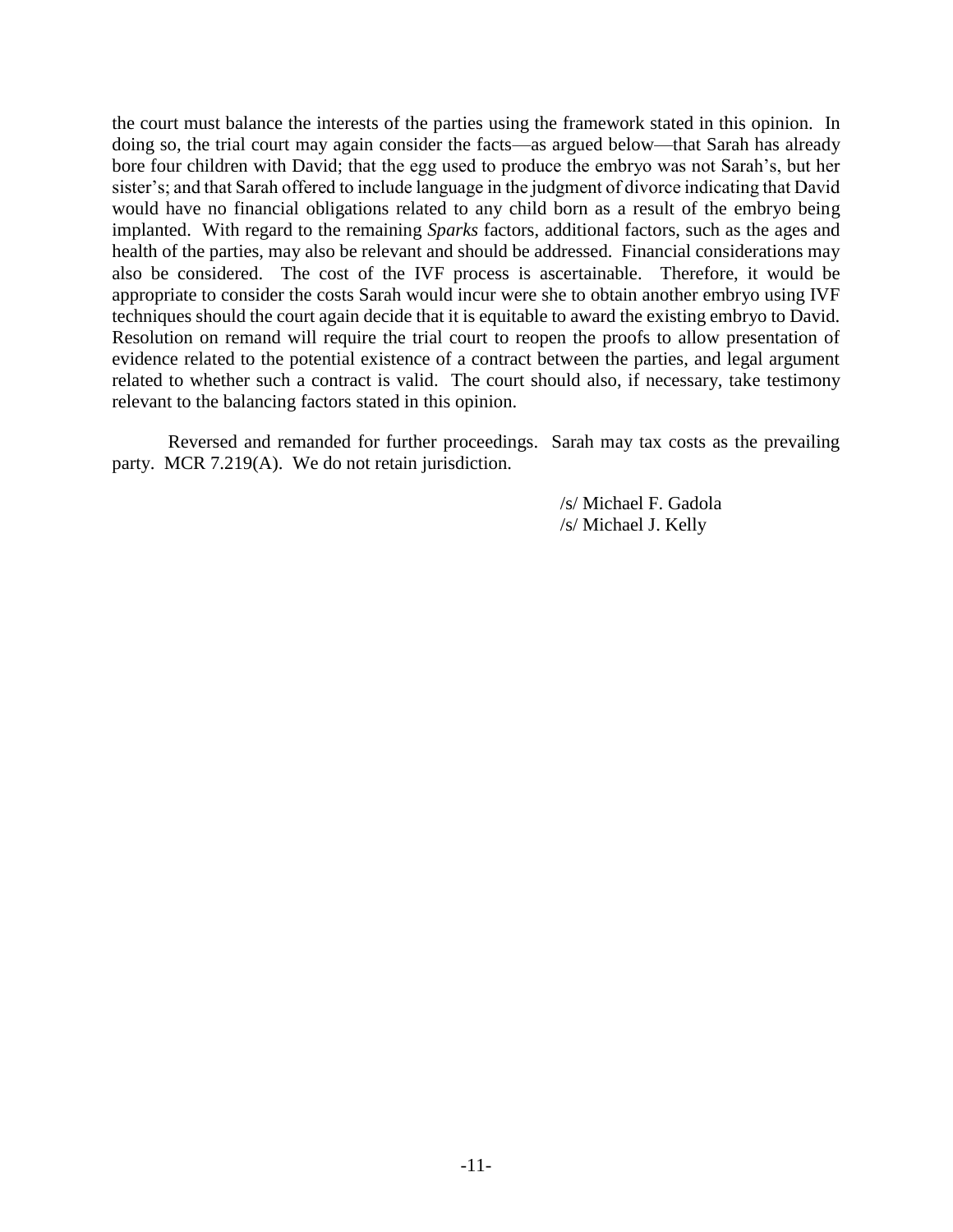the court must balance the interests of the parties using the framework stated in this opinion. In doing so, the trial court may again consider the facts—as argued below—that Sarah has already bore four children with David; that the egg used to produce the embryo was not Sarah's, but her sister's; and that Sarah offered to include language in the judgment of divorce indicating that David would have no financial obligations related to any child born as a result of the embryo being implanted. With regard to the remaining *Sparks* factors, additional factors, such as the ages and health of the parties, may also be relevant and should be addressed. Financial considerations may also be considered. The cost of the IVF process is ascertainable. Therefore, it would be appropriate to consider the costs Sarah would incur were she to obtain another embryo using IVF techniques should the court again decide that it is equitable to award the existing embryo to David. Resolution on remand will require the trial court to reopen the proofs to allow presentation of evidence related to the potential existence of a contract between the parties, and legal argument related to whether such a contract is valid. The court should also, if necessary, take testimony relevant to the balancing factors stated in this opinion.

Reversed and remanded for further proceedings. Sarah may tax costs as the prevailing party. MCR 7.219(A). We do not retain jurisdiction.

/s/ Michael F. Gadola
/s/ Michael J. Kelly